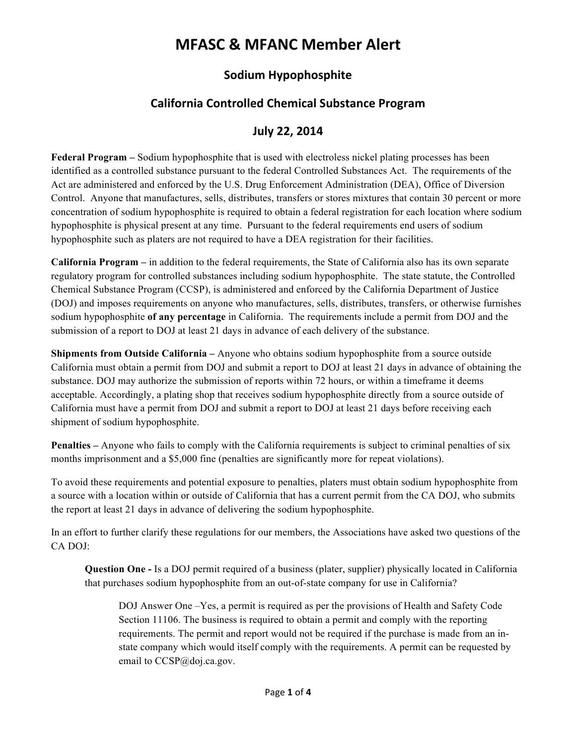# MFASC & MFANC Member Alert

## Sodium Hypophosphite

## California Controlled Chemical Substance Program

## July 22, 2014

**Federal Program –** Sodium hypophosphite that is used with electroless nickel plating processes has been identified as a controlled substance pursuant to the federal Controlled Substances Act. The requirements of the Act are administered and enforced by the U.S. Drug Enforcement Administration (DEA), Office of Diversion Control. Anyone that manufactures, sells, distributes, transfers or stores mixtures that contain 30 percent or more concentration of sodium hypophosphite is required to obtain a federal registration for each location where sodium hypophosphite is physical present at any time. Pursuant to the federal requirements end users of sodium hypophosphite such as platers are not required to have a DEA registration for their facilities.

**California Program –** in addition to the federal requirements, the State of California also has its own separate regulatory program for controlled substances including sodium hypophosphite. The state statute, the Controlled Chemical Substance Program (CCSP), is administered and enforced by the California Department of Justice (DOJ) and imposes requirements on anyone who manufactures, sells, distributes, transfers, or otherwise furnishes sodium hypophosphite **of any percentage** in California. The requirements include a permit from DOJ and the submission of a report to DOJ at least 21 days in advance of each delivery of the substance.

**Shipments from Outside California –** Anyone who obtains sodium hypophosphite from a source outside California must obtain a permit from DOJ and submit a report to DOJ at least 21 days in advance of obtaining the substance. DOJ may authorize the submission of reports within 72 hours, or within a timeframe it deems acceptable. Accordingly, a plating shop that receives sodium hypophosphite directly from a source outside of California must have a permit from DOJ and submit a report to DOJ at least 21 days before receiving each shipment of sodium hypophosphite.

**Penalties –** Anyone who fails to comply with the California requirements is subject to criminal penalties of six months imprisonment and a $5,000 fine (penalties are significantly more for repeat violations).

To avoid these requirements and potential exposure to penalties, platers must obtain sodium hypophosphite from a source with a location within or outside of California that has a current permit from the CA DOJ, who submits the report at least 21 days in advance of delivering the sodium hypophosphite.

In an effort to further clarify these regulations for our members, the Associations have asked two questions of the CA DOJ:

> **Question One -** Is a DOJ permit required of a business (plater, supplier) physically located in California that purchases sodium hypophosphite from an out-of-state company for use in California?
>
> > DOJ Answer One –Yes, a permit is required as per the provisions of Health and Safety Code Section 11106. The business is required to obtain a permit and comply with the reporting requirements. The permit and report would not be required if the purchase is made from an in-state company which would itself comply with the requirements. A permit can be requested by email to CCSP@doj.ca.gov.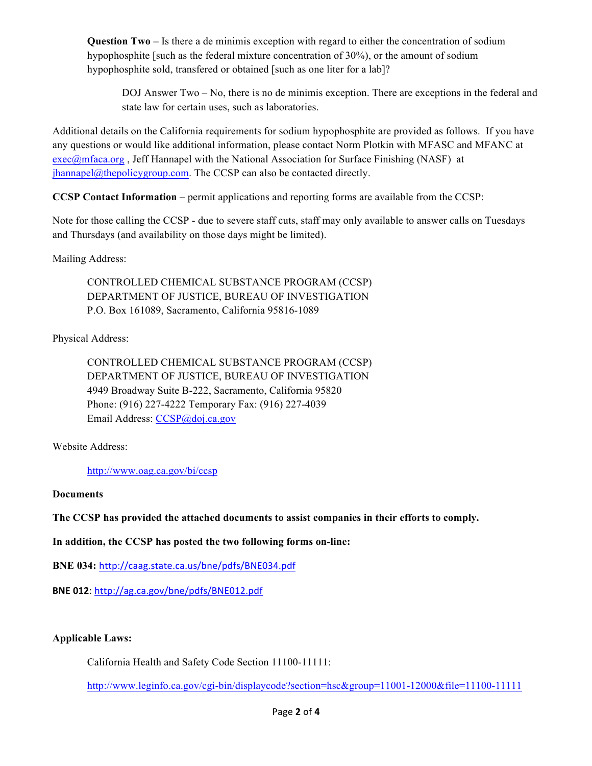**Question Two –** Is there a de minimis exception with regard to either the concentration of sodium hypophosphite [such as the federal mixture concentration of 30%), or the amount of sodium hypophosphite sold, transfered or obtained [such as one liter for a lab]?

> DOJ Answer Two – No, there is no de minimis exception. There are exceptions in the federal and state law for certain uses, such as laboratories.

Additional details on the California requirements for sodium hypophosphite are provided as follows. If you have any questions or would like additional information, please contact Norm Plotkin with MFASC and MFANC at exec@mfaca.org , Jeff Hannapel with the National Association for Surface Finishing (NASF) at jhannapel@thepolicygroup.com. The CCSP can also be contacted directly.

**CCSP Contact Information –** permit applications and reporting forms are available from the CCSP:

Note for those calling the CCSP - due to severe staff cuts, staff may only available to answer calls on Tuesdays and Thursdays (and availability on those days might be limited).

Mailing Address:

> CONTROLLED CHEMICAL SUBSTANCE PROGRAM (CCSP)
> DEPARTMENT OF JUSTICE, BUREAU OF INVESTIGATION
> P.O. Box 161089, Sacramento, California 95816-1089

Physical Address:

> CONTROLLED CHEMICAL SUBSTANCE PROGRAM (CCSP)
> DEPARTMENT OF JUSTICE, BUREAU OF INVESTIGATION
> 4949 Broadway Suite B-222, Sacramento, California 95820
> Phone: (916) 227-4222 Temporary Fax: (916) 227-4039
> Email Address: CCSP@doj.ca.gov

Website Address:

> http://www.oag.ca.gov/bi/ccsp

**Documents**

**The CCSP has provided the attached documents to assist companies in their efforts to comply.**

**In addition, the CCSP has posted the two following forms on-line:**

**BNE 034:** http://caag.state.ca.us/bne/pdfs/BNE034.pdf

**BNE 012**: http://ag.ca.gov/bne/pdfs/BNE012.pdf

**Applicable Laws:**

> California Health and Safety Code Section 11100-11111:
>
> http://www.leginfo.ca.gov/cgi-bin/displaycode?section=hsc&group=11001-12000&file=11100-11111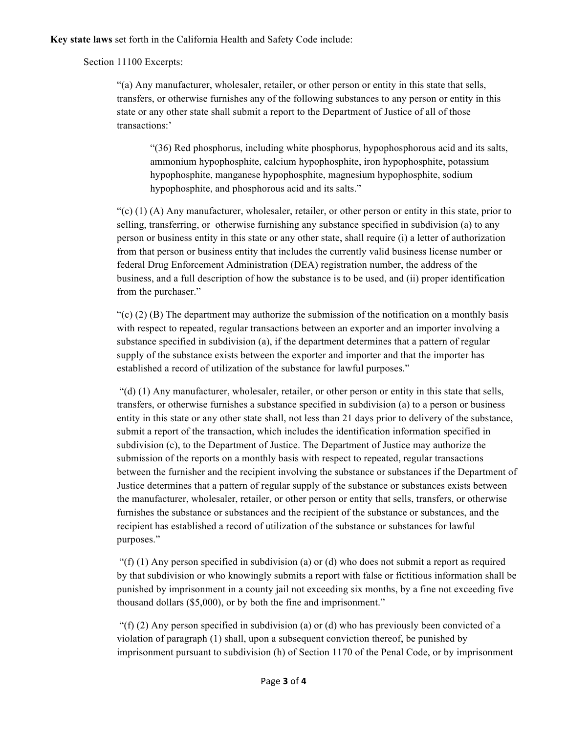**Key state laws** set forth in the California Health and Safety Code include:

Section 11100 Excerpts:

> "(a) Any manufacturer, wholesaler, retailer, or other person or entity in this state that sells, transfers, or otherwise furnishes any of the following substances to any person or entity in this state or any other state shall submit a report to the Department of Justice of all of those transactions:'
>
> > "(36) Red phosphorus, including white phosphorus, hypophosphorous acid and its salts, ammonium hypophosphite, calcium hypophosphite, iron hypophosphite, potassium hypophosphite, manganese hypophosphite, magnesium hypophosphite, sodium hypophosphite, and phosphorous acid and its salts."
>
> "(c) (1) (A) Any manufacturer, wholesaler, retailer, or other person or entity in this state, prior to selling, transferring, or otherwise furnishing any substance specified in subdivision (a) to any person or business entity in this state or any other state, shall require (i) a letter of authorization from that person or business entity that includes the currently valid business license number or federal Drug Enforcement Administration (DEA) registration number, the address of the business, and a full description of how the substance is to be used, and (ii) proper identification from the purchaser."
>
> "(c) (2) (B) The department may authorize the submission of the notification on a monthly basis with respect to repeated, regular transactions between an exporter and an importer involving a substance specified in subdivision (a), if the department determines that a pattern of regular supply of the substance exists between the exporter and importer and that the importer has established a record of utilization of the substance for lawful purposes."
>
> "(d) (1) Any manufacturer, wholesaler, retailer, or other person or entity in this state that sells, transfers, or otherwise furnishes a substance specified in subdivision (a) to a person or business entity in this state or any other state shall, not less than 21 days prior to delivery of the substance, submit a report of the transaction, which includes the identification information specified in subdivision (c), to the Department of Justice. The Department of Justice may authorize the submission of the reports on a monthly basis with respect to repeated, regular transactions between the furnisher and the recipient involving the substance or substances if the Department of Justice determines that a pattern of regular supply of the substance or substances exists between the manufacturer, wholesaler, retailer, or other person or entity that sells, transfers, or otherwise furnishes the substance or substances and the recipient of the substance or substances, and the recipient has established a record of utilization of the substance or substances for lawful purposes."
>
> "(f) (1) Any person specified in subdivision (a) or (d) who does not submit a report as required by that subdivision or who knowingly submits a report with false or fictitious information shall be punished by imprisonment in a county jail not exceeding six months, by a fine not exceeding five thousand dollars ($5,000), or by both the fine and imprisonment."
>
> "(f) (2) Any person specified in subdivision (a) or (d) who has previously been convicted of a violation of paragraph (1) shall, upon a subsequent conviction thereof, be punished by imprisonment pursuant to subdivision (h) of Section 1170 of the Penal Code, or by imprisonment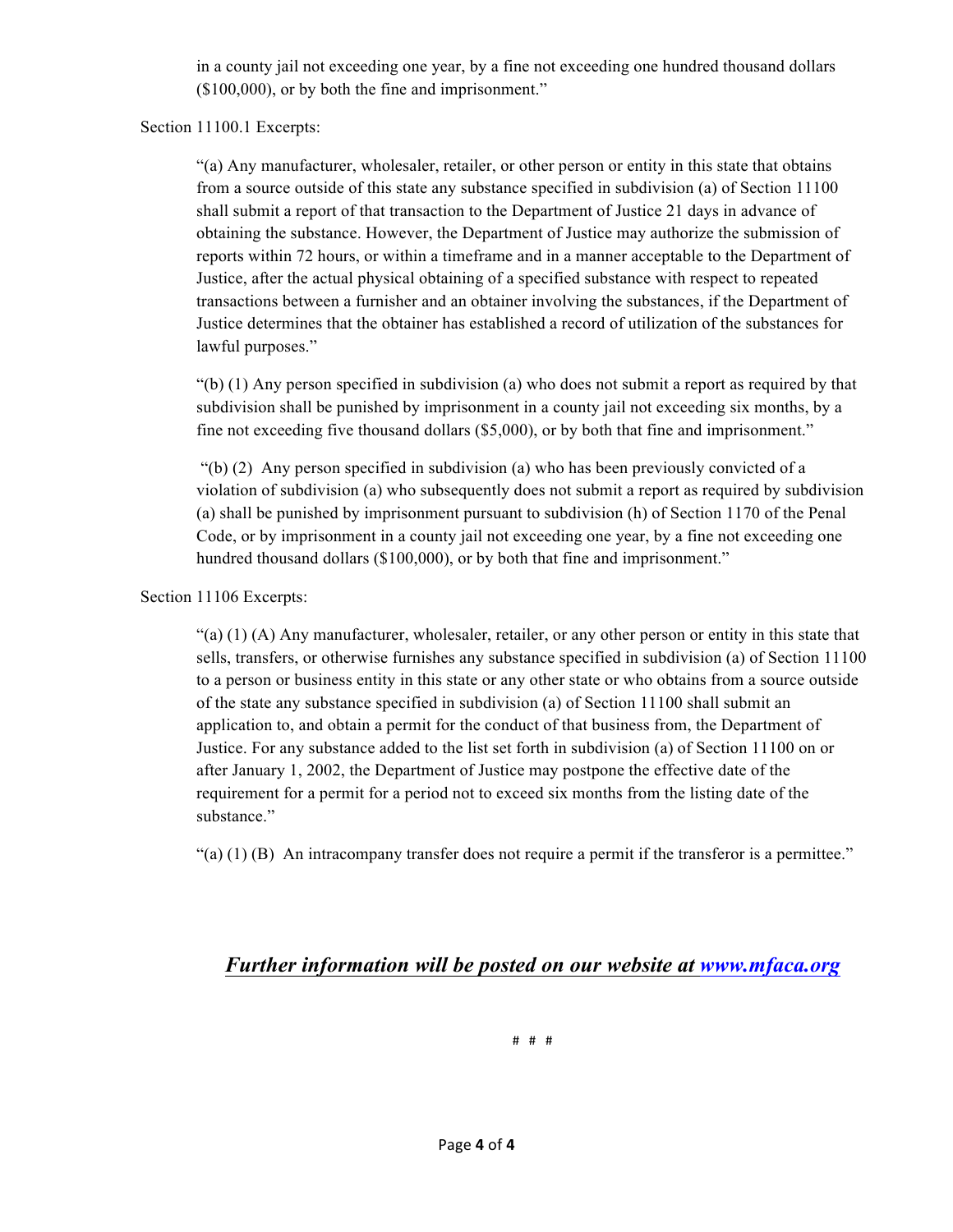in a county jail not exceeding one year, by a fine not exceeding one hundred thousand dollars ($100,000), or by both the fine and imprisonment."

Section 11100.1 Excerpts:

> "(a) Any manufacturer, wholesaler, retailer, or other person or entity in this state that obtains from a source outside of this state any substance specified in subdivision (a) of Section 11100 shall submit a report of that transaction to the Department of Justice 21 days in advance of obtaining the substance. However, the Department of Justice may authorize the submission of reports within 72 hours, or within a timeframe and in a manner acceptable to the Department of Justice, after the actual physical obtaining of a specified substance with respect to repeated transactions between a furnisher and an obtainer involving the substances, if the Department of Justice determines that the obtainer has established a record of utilization of the substances for lawful purposes."
>
> "(b) (1) Any person specified in subdivision (a) who does not submit a report as required by that subdivision shall be punished by imprisonment in a county jail not exceeding six months, by a fine not exceeding five thousand dollars ($5,000), or by both that fine and imprisonment."
>
> "(b) (2) Any person specified in subdivision (a) who has been previously convicted of a violation of subdivision (a) who subsequently does not submit a report as required by subdivision (a) shall be punished by imprisonment pursuant to subdivision (h) of Section 1170 of the Penal Code, or by imprisonment in a county jail not exceeding one year, by a fine not exceeding one hundred thousand dollars ($100,000), or by both that fine and imprisonment."

Section 11106 Excerpts:

> "(a) (1) (A) Any manufacturer, wholesaler, retailer, or any other person or entity in this state that sells, transfers, or otherwise furnishes any substance specified in subdivision (a) of Section 11100 to a person or business entity in this state or any other state or who obtains from a source outside of the state any substance specified in subdivision (a) of Section 11100 shall submit an application to, and obtain a permit for the conduct of that business from, the Department of Justice. For any substance added to the list set forth in subdivision (a) of Section 11100 on or after January 1, 2002, the Department of Justice may postpone the effective date of the requirement for a permit for a period not to exceed six months from the listing date of the substance."
>
> "(a) (1) (B) An intracompany transfer does not require a permit if the transferor is a permittee."

***Further information will be posted on our website at www.mfaca.org***

# # #